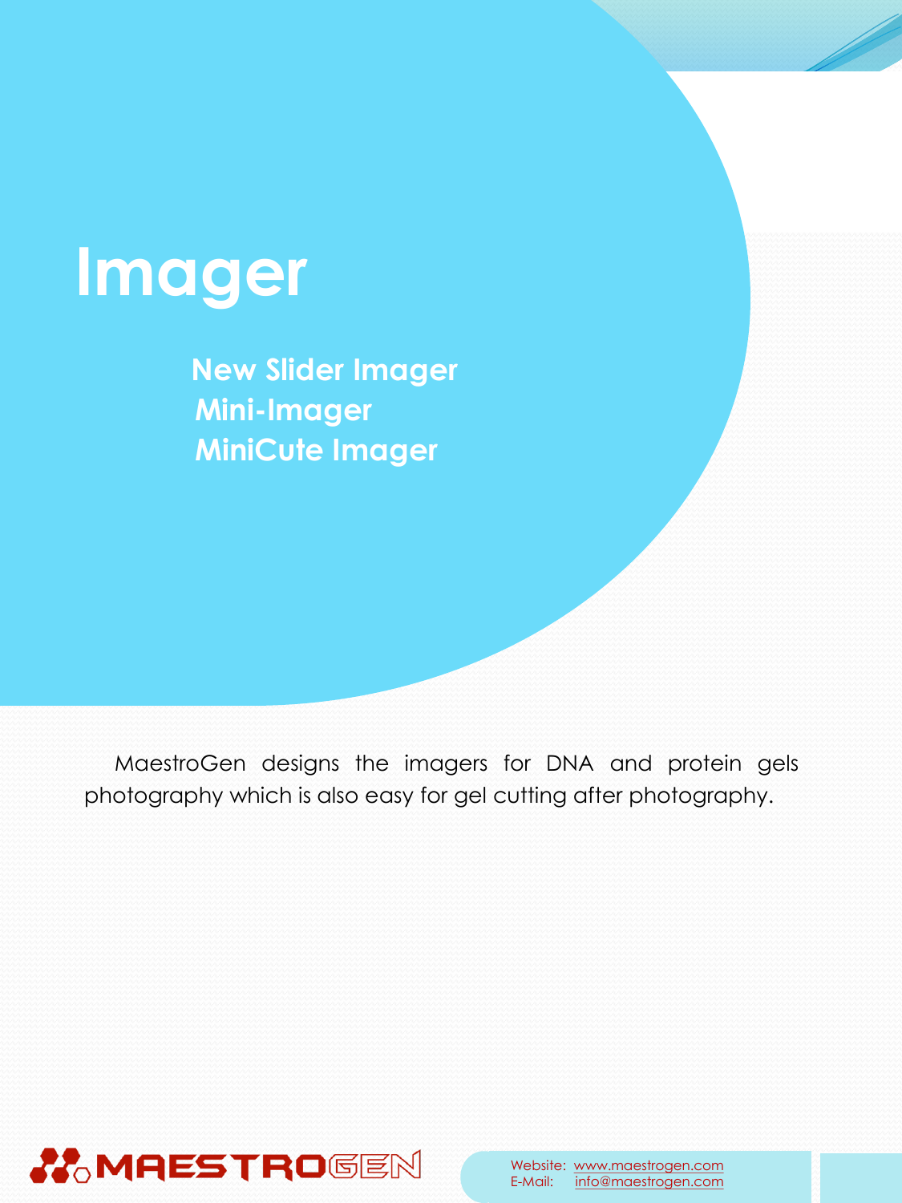# Imager

## New Slider Imager
## Mini-Imager
## MiniCute Imager

MaestroGen designs the imagers for DNA and protein gels photography which is also easy for gel cutting after photography.

MAESTROGEN

Website: www.maestrogen.com
E-Mail: info@maestrogen.com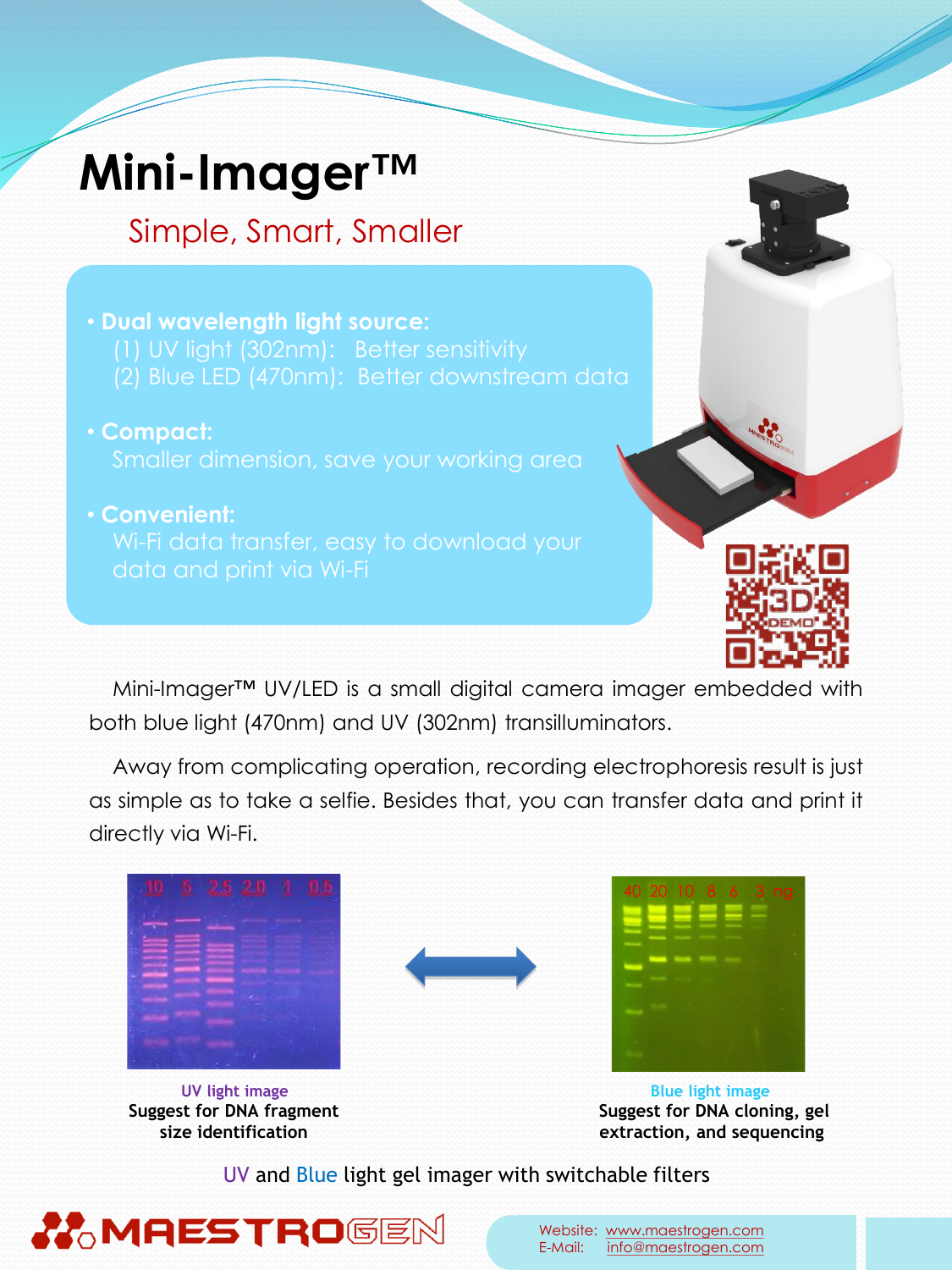# Mini-Imager™

## Simple, Smart, Smaller

- **Dual wavelength light source:**
  (1) UV light (302nm): Better sensitivity
  (2) Blue LED (470nm): Better downstream data
- **Compact:**
  Smaller dimension, save your working area
- **Convenient:**
  Wi-Fi data transfer, easy to download your data and print via Wi-Fi

Mini-Imager™ UV/LED is a small digital camera imager embedded with both blue light (470nm) and UV (302nm) transilluminators.

Away from complicating operation, recording electrophoresis result is just as simple as to take a selfie. Besides that, you can transfer data and print it directly via Wi-Fi.

UV light image
**Suggest for DNA fragment size identification**

Blue light image
**Suggest for DNA cloning, gel extraction, and sequencing**

UV and Blue light gel imager with switchable filters

MAESTROGEN

Website: www.maestrogen.com
E-Mail: info@maestrogen.com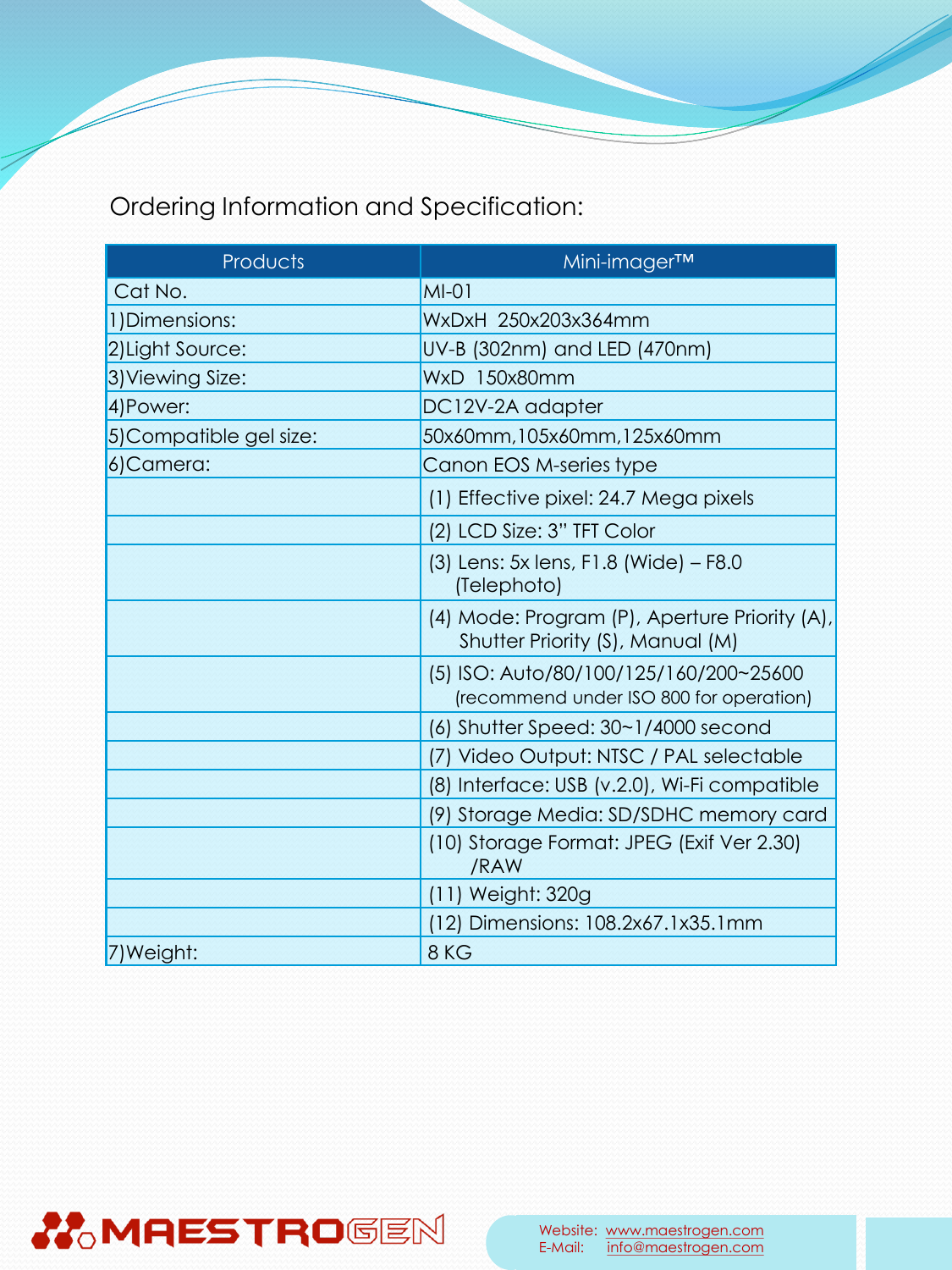## Ordering Information and Specification:

| Products | Mini-imager™ |
|---|---|
| Cat No. | MI-01 |
| 1)Dimensions: | WxDxH 250x203x364mm |
| 2)Light Source: | UV-B (302nm) and LED (470nm) |
| 3)Viewing Size: | WxD 150x80mm |
| 4)Power: | DC12V-2A adapter |
| 5)Compatible gel size: | 50x60mm,105x60mm,125x60mm |
| 6)Camera: | Canon EOS M-series type |
| | (1) Effective pixel: 24.7 Mega pixels |
| | (2) LCD Size: 3" TFT Color |
| | (3) Lens: 5x lens, F1.8 (Wide) – F8.0 (Telephoto) |
| | (4) Mode: Program (P), Aperture Priority (A), Shutter Priority (S), Manual (M) |
| | (5) ISO: Auto/80/100/125/160/200~25600 (recommend under ISO 800 for operation) |
| | (6) Shutter Speed: 30~1/4000 second |
| | (7) Video Output: NTSC / PAL selectable |
| | (8) Interface: USB (v.2.0), Wi-Fi compatible |
| | (9) Storage Media: SD/SDHC memory card |
| | (10) Storage Format: JPEG (Exif Ver 2.30) /RAW |
| | (11) Weight: 320g |
| | (12) Dimensions: 108.2x67.1x35.1mm |
| 7)Weight: | 8 KG |

MAESTROGEN

Website: www.maestrogen.com
E-Mail: info@maestrogen.com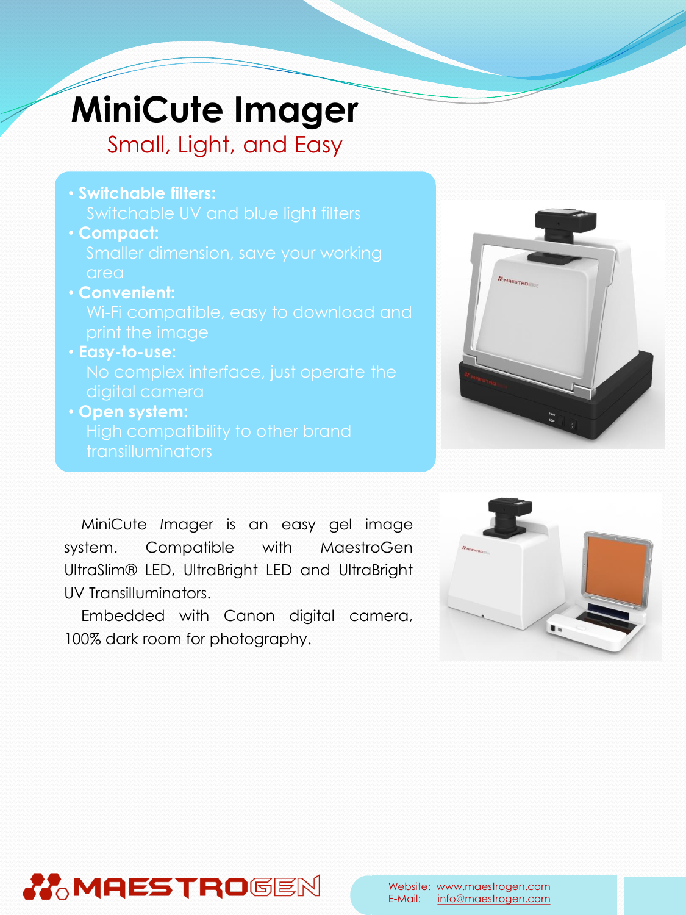# MiniCute Imager

## Small, Light, and Easy

- **Switchable filters:**
  Switchable UV and blue light filters
- **Compact:**
  Smaller dimension, save your working area
- **Convenient:**
  Wi-Fi compatible, easy to download and print the image
- **Easy-to-use:**
  No complex interface, just operate the digital camera
- **Open system:**
  High compatibility to other brand transilluminators

MiniCute Imager is an easy gel image system. Compatible with MaestroGen UltraSlim® LED, UltraBright LED and UltraBright UV Transilluminators.

Embedded with Canon digital camera, 100% dark room for photography.

MAESTROGEN

Website: www.maestrogen.com
E-Mail: info@maestrogen.com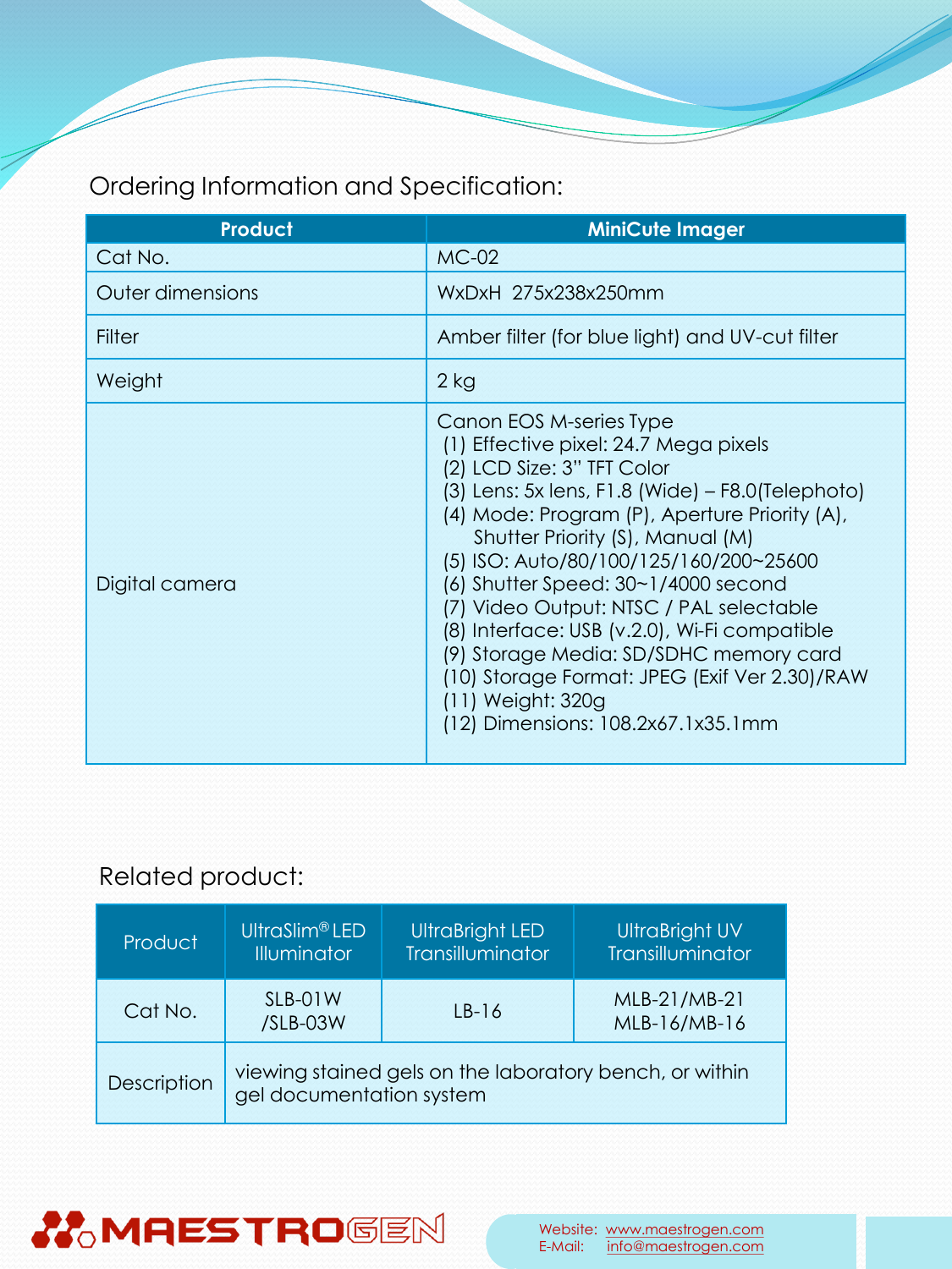## Ordering Information and Specification:

| Product | MiniCute Imager |
|---|---|
| Cat No. | MC-02 |
| Outer dimensions | WxDxH 275x238x250mm |
| Filter | Amber filter (for blue light) and UV-cut filter |
| Weight | 2 kg |
| Digital camera | Canon EOS M-series Type<br>(1) Effective pixel: 24.7 Mega pixels<br>(2) LCD Size: 3" TFT Color<br>(3) Lens: 5x lens, F1.8 (Wide) – F8.0(Telephoto)<br>(4) Mode: Program (P), Aperture Priority (A), Shutter Priority (S), Manual (M)<br>(5) ISO: Auto/80/100/125/160/200~25600<br>(6) Shutter Speed: 30~1/4000 second<br>(7) Video Output: NTSC / PAL selectable<br>(8) Interface: USB (v.2.0), Wi-Fi compatible<br>(9) Storage Media: SD/SDHC memory card<br>(10) Storage Format: JPEG (Exif Ver 2.30)/RAW<br>(11) Weight: 320g<br>(12) Dimensions: 108.2x67.1x35.1mm |

## Related product:

| Product | UltraSlim® LED Illuminator | UltraBright LED Transilluminator | UltraBright UV Transilluminator |
|---|---|---|---|
| Cat No. | SLB-01W /SLB-03W | LB-16 | MLB-21/MB-21<br>MLB-16/MB-16 |
| Description | viewing stained gels on the laboratory bench, or within gel documentation system | | |

MAESTROGEN

Website: www.maestrogen.com
E-Mail: info@maestrogen.com